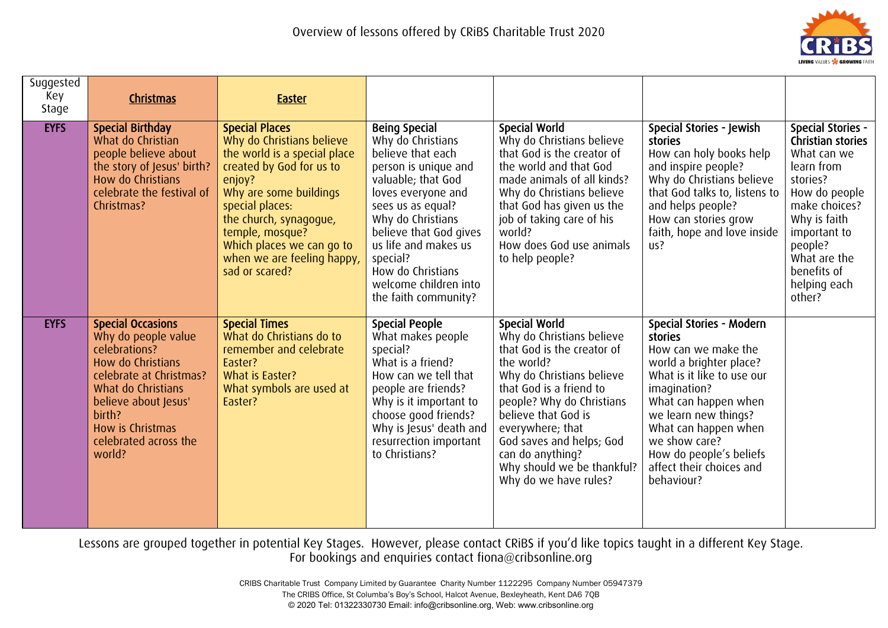# Overview of lessons offered by CRiBS Charitable Trust 2020

| Suggested Key Stage | Christmas | Easter | | | | |
|---|---|---|---|---|---|---|
| EYFS | **Special Birthday**<br>What do Christian people believe about the story of Jesus' birth?<br>How do Christians celebrate the festival of Christmas? | **Special Places**<br>Why do Christians believe the world is a special place created by God for us to enjoy?<br>Why are some buildings special places: the church, synagogue, temple, mosque?<br>Which places we can go to when we are feeling happy, sad or scared? | **Being Special**<br>Why do Christians believe that each person is unique and valuable; that God loves everyone and sees us as equal?<br>Why do Christians believe that God gives us life and makes us special?<br>How do Christians welcome children into the faith community? | **Special World**<br>Why do Christians believe that God is the creator of the world and that God made animals of all kinds?<br>Why do Christians believe that God has given us the job of taking care of his world?<br>How does God use animals to help people? | **Special Stories - Jewish stories**<br>How can holy books help and inspire people?<br>Why do Christians believe that God talks to, listens to and helps people?<br>How can stories grow faith, hope and love inside us? | **Special Stories - Christian stories**<br>What can we learn from stories?<br>How do people make choices?<br>Why is faith important to people?<br>What are the benefits of helping each other? |
| EYFS | **Special Occasions**<br>Why do people value celebrations?<br>How do Christians celebrate at Christmas?<br>What do Christians believe about Jesus' birth?<br>How is Christmas celebrated across the world? | **Special Times**<br>What do Christians do to remember and celebrate Easter?<br>What is Easter?<br>What symbols are used at Easter? | **Special People**<br>What makes people special?<br>What is a friend?<br>How can we tell that people are friends?<br>Why is it important to choose good friends?<br>Why is Jesus' death and resurrection important to Christians? | **Special World**<br>Why do Christians believe that God is the creator of the world?<br>Why do Christians believe that God is a friend to people? Why do Christians believe that God is everywhere; that God saves and helps; God can do anything?<br>Why should we be thankful?<br>Why do we have rules? | **Special Stories - Modern stories**<br>How can we make the world a brighter place?<br>What is it like to use our imagination?<br>What can happen when we learn new things?<br>What can happen when we show care?<br>How do people's beliefs affect their choices and behaviour? | |

Lessons are grouped together in potential Key Stages. However, please contact CRiBS if you'd like topics taught in a different Key Stage.
For bookings and enquiries contact fiona@cribsonline.org

CRIBS Charitable Trust Company Limited by Guarantee Charity Number 1122295 Company Number 05947379
The CRIBS Office, St Columba's Boy's School, Halcot Avenue, Bexleyheath, Kent DA6 7QB
© 2020 Tel: 01322330730 Email: info@cribsonline.org, Web: www.cribsonline.org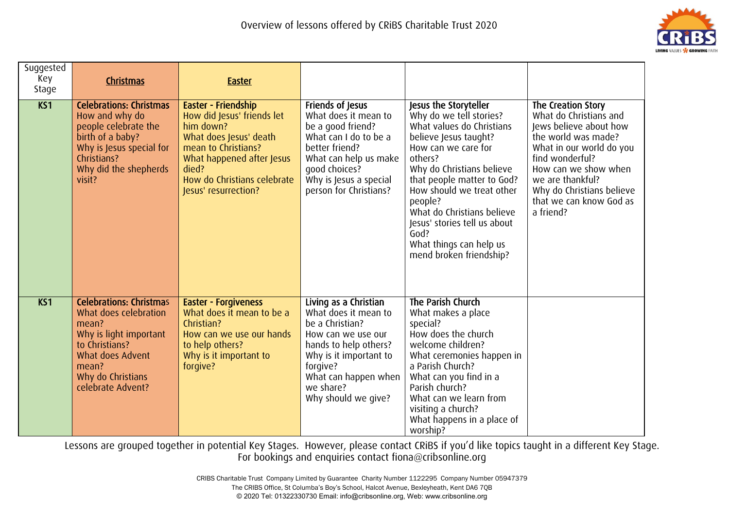# Overview of lessons offered by CRiBS Charitable Trust 2020

| Suggested Key Stage | **Christmas** | **Easter** | | | |
|---|---|---|---|---|---|
| **KS1** | **Celebrations: Christmas**<br>How and why do people celebrate the birth of a baby?<br>Why is Jesus special for Christians?<br>Why did the shepherds visit? | **Easter - Friendship**<br>How did Jesus' friends let him down?<br>What does Jesus' death mean to Christians?<br>What happened after Jesus died?<br>How do Christians celebrate Jesus' resurrection? | **Friends of Jesus**<br>What does it mean to be a good friend?<br>What can I do to be a better friend?<br>What can help us make good choices?<br>Why is Jesus a special person for Christians? | **Jesus the Storyteller**<br>Why do we tell stories?<br>What values do Christians believe Jesus taught?<br>How can we care for others?<br>Why do Christians believe that people matter to God?<br>How should we treat other people?<br>What do Christians believe Jesus' stories tell us about God?<br>What things can help us mend broken friendship? | **The Creation Story**<br>What do Christians and Jews believe about how the world was made?<br>What in our world do you find wonderful?<br>How can we show when we are thankful?<br>Why do Christians believe that we can know God as a friend? |
| **KS1** | **Celebrations: Christmas**<br>What does celebration mean?<br>Why is light important to Christians?<br>What does Advent mean?<br>Why do Christians celebrate Advent? | **Easter - Forgiveness**<br>What does it mean to be a Christian?<br>How can we use our hands to help others?<br>Why is it important to forgive? | **Living as a Christian**<br>What does it mean to be a Christian?<br>How can we use our hands to help others?<br>Why is it important to forgive?<br>What can happen when we share?<br>Why should we give? | **The Parish Church**<br>What makes a place special?<br>How does the church welcome children?<br>What ceremonies happen in a Parish Church?<br>What can you find in a Parish church?<br>What can we learn from visiting a church?<br>What happens in a place of worship? | |

Lessons are grouped together in potential Key Stages. However, please contact CRiBS if you'd like topics taught in a different Key Stage.
For bookings and enquiries contact fiona@cribsonline.org

CRIBS Charitable Trust Company Limited by Guarantee Charity Number 1122295 Company Number 05947379
The CRIBS Office, St Columba's Boy's School, Halcot Avenue, Bexleyheath, Kent DA6 7QB
© 2020 Tel: 01322330730 Email: info@cribsonline.org, Web: www.cribsonline.org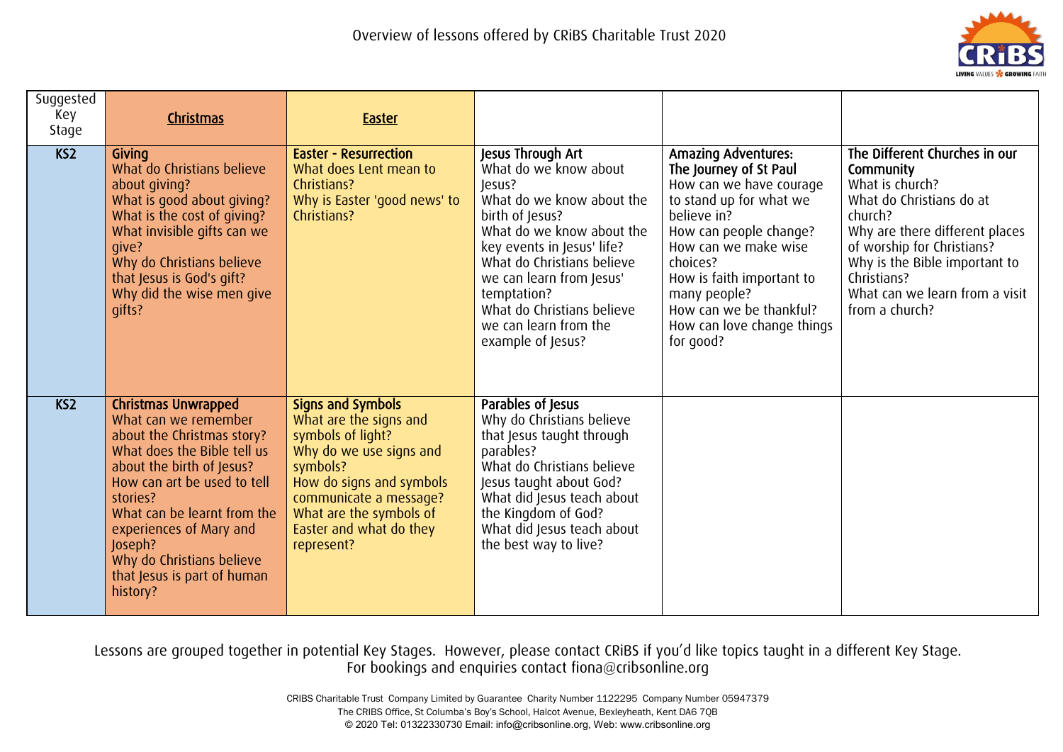# Overview of lessons offered by CRiBS Charitable Trust 2020

| Suggested Key Stage | Christmas | Easter | | | |
|---|---|---|---|---|---|
| KS2 | **Giving**<br>What do Christians believe about giving?<br>What is good about giving?<br>What is the cost of giving?<br>What invisible gifts can we give?<br>Why do Christians believe that Jesus is God's gift?<br>Why did the wise men give gifts? | **Easter - Resurrection**<br>What does Lent mean to Christians?<br>Why is Easter 'good news' to Christians? | **Jesus Through Art**<br>What do we know about Jesus?<br>What do we know about the birth of Jesus?<br>What do we know about the key events in Jesus' life?<br>What do Christians believe we can learn from Jesus' temptation?<br>What do Christians believe we can learn from the example of Jesus? | **Amazing Adventures: The Journey of St Paul**<br>How can we have courage to stand up for what we believe in?<br>How can people change?<br>How can we make wise choices?<br>How is faith important to many people?<br>How can we be thankful?<br>How can love change things for good? | **The Different Churches in our Community**<br>What is church?<br>What do Christians do at church?<br>Why are there different places of worship for Christians?<br>Why is the Bible important to Christians?<br>What can we learn from a visit from a church? |
| KS2 | **Christmas Unwrapped**<br>What can we remember about the Christmas story?<br>What does the Bible tell us about the birth of Jesus?<br>How can art be used to tell stories?<br>What can be learnt from the experiences of Mary and Joseph?<br>Why do Christians believe that Jesus is part of human history? | **Signs and Symbols**<br>What are the signs and symbols of light?<br>Why do we use signs and symbols?<br>How do signs and symbols communicate a message?<br>What are the symbols of Easter and what do they represent? | **Parables of Jesus**<br>Why do Christians believe that Jesus taught through parables?<br>What do Christians believe Jesus taught about God?<br>What did Jesus teach about the Kingdom of God?<br>What did Jesus teach about the best way to live? | | |

Lessons are grouped together in potential Key Stages. However, please contact CRiBS if you'd like topics taught in a different Key Stage.
For bookings and enquiries contact fiona@cribsonline.org

CRIBS Charitable Trust Company Limited by Guarantee Charity Number 1122295 Company Number 05947379
The CRIBS Office, St Columba's Boy's School, Halcot Avenue, Bexleyheath, Kent DA6 7QB
© 2020 Tel: 01322330730 Email: info@cribsonline.org, Web: www.cribsonline.org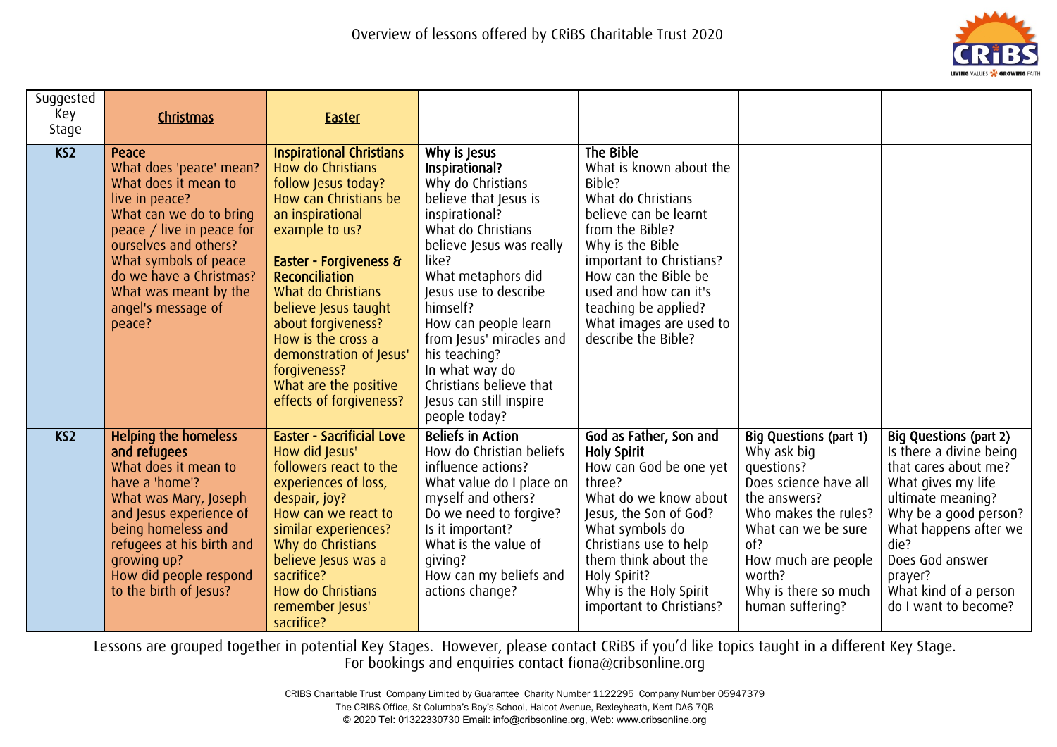Overview of lessons offered by CRiBS Charitable Trust 2020

| Suggested Key Stage | Christmas | Easter | | | | |
|---|---|---|---|---|---|---|
| KS2 | **Peace**<br>What does 'peace' mean?<br>What does it mean to live in peace?<br>What can we do to bring peace / live in peace for ourselves and others?<br>What symbols of peace do we have a Christmas?<br>What was meant by the angel's message of peace? | **Inspirational Christians**<br>How do Christians follow Jesus today?<br>How can Christians be an inspirational example to us?<br><br>**Easter - Forgiveness & Reconciliation**<br>What do Christians believe Jesus taught about forgiveness?<br>How is the cross a demonstration of Jesus' forgiveness?<br>What are the positive effects of forgiveness? | **Why is Jesus Inspirational?**<br>Why do Christians believe that Jesus is inspirational?<br>What do Christians believe Jesus was really like?<br>What metaphors did Jesus use to describe himself?<br>How can people learn from Jesus' miracles and his teaching?<br>In what way do Christians believe that Jesus can still inspire people today? | **The Bible**<br>What is known about the Bible?<br>What do Christians believe can be learnt from the Bible?<br>Why is the Bible important to Christians?<br>How can the Bible be used and how can it's teaching be applied?<br>What images are used to describe the Bible? | | |
| KS2 | **Helping the homeless and refugees**<br>What does it mean to have a 'home'?<br>What was Mary, Joseph and Jesus experience of being homeless and refugees at his birth and growing up?<br>How did people respond to the birth of Jesus? | **Easter - Sacrificial Love**<br>How did Jesus' followers react to the experiences of loss, despair, joy?<br>How can we react to similar experiences?<br>Why do Christians believe Jesus was a sacrifice?<br>How do Christians remember Jesus' sacrifice? | **Beliefs in Action**<br>How do Christian beliefs influence actions?<br>What value do I place on myself and others?<br>Do we need to forgive?<br>Is it important?<br>What is the value of giving?<br>How can my beliefs and actions change? | **God as Father, Son and Holy Spirit**<br>How can God be one yet three?<br>What do we know about Jesus, the Son of God?<br>What symbols do Christians use to help them think about the Holy Spirit?<br>Why is the Holy Spirit important to Christians? | **Big Questions (part 1)**<br>Why ask big questions?<br>Does science have all the answers?<br>Who makes the rules?<br>What can we be sure of?<br>How much are people worth?<br>Why is there so much human suffering? | **Big Questions (part 2)**<br>Is there a divine being that cares about me?<br>What gives my life ultimate meaning?<br>Why be a good person?<br>What happens after we die?<br>Does God answer prayer?<br>What kind of a person do I want to become? |

Lessons are grouped together in potential Key Stages. However, please contact CRiBS if you'd like topics taught in a different Key Stage.
For bookings and enquiries contact fiona@cribsonline.org

CRIBS Charitable Trust Company Limited by Guarantee Charity Number 1122295 Company Number 05947379
The CRIBS Office, St Columba's Boy's School, Halcot Avenue, Bexleyheath, Kent DA6 7QB
© 2020 Tel: 01322330730 Email: info@cribsonline.org, Web: www.cribsonline.org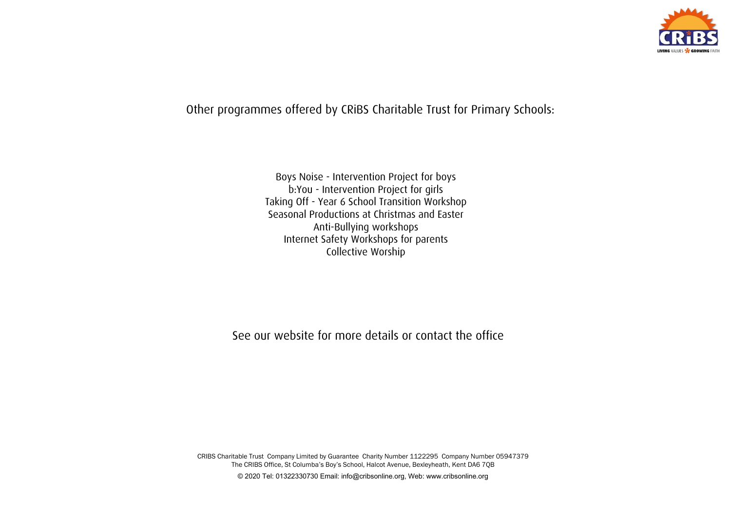Other programmes offered by CRiBS Charitable Trust for Primary Schools:

Boys Noise - Intervention Project for boys
b:You - Intervention Project for girls
Taking Off - Year 6 School Transition Workshop
Seasonal Productions at Christmas and Easter
Anti-Bullying workshops
Internet Safety Workshops for parents
Collective Worship

See our website for more details or contact the office

CRIBS Charitable Trust Company Limited by Guarantee Charity Number 1122295 Company Number 05947379
The CRIBS Office, St Columba's Boy's School, Halcot Avenue, Bexleyheath, Kent DA6 7QB
© 2020 Tel: 01322330730 Email: info@cribsonline.org, Web: www.cribsonline.org